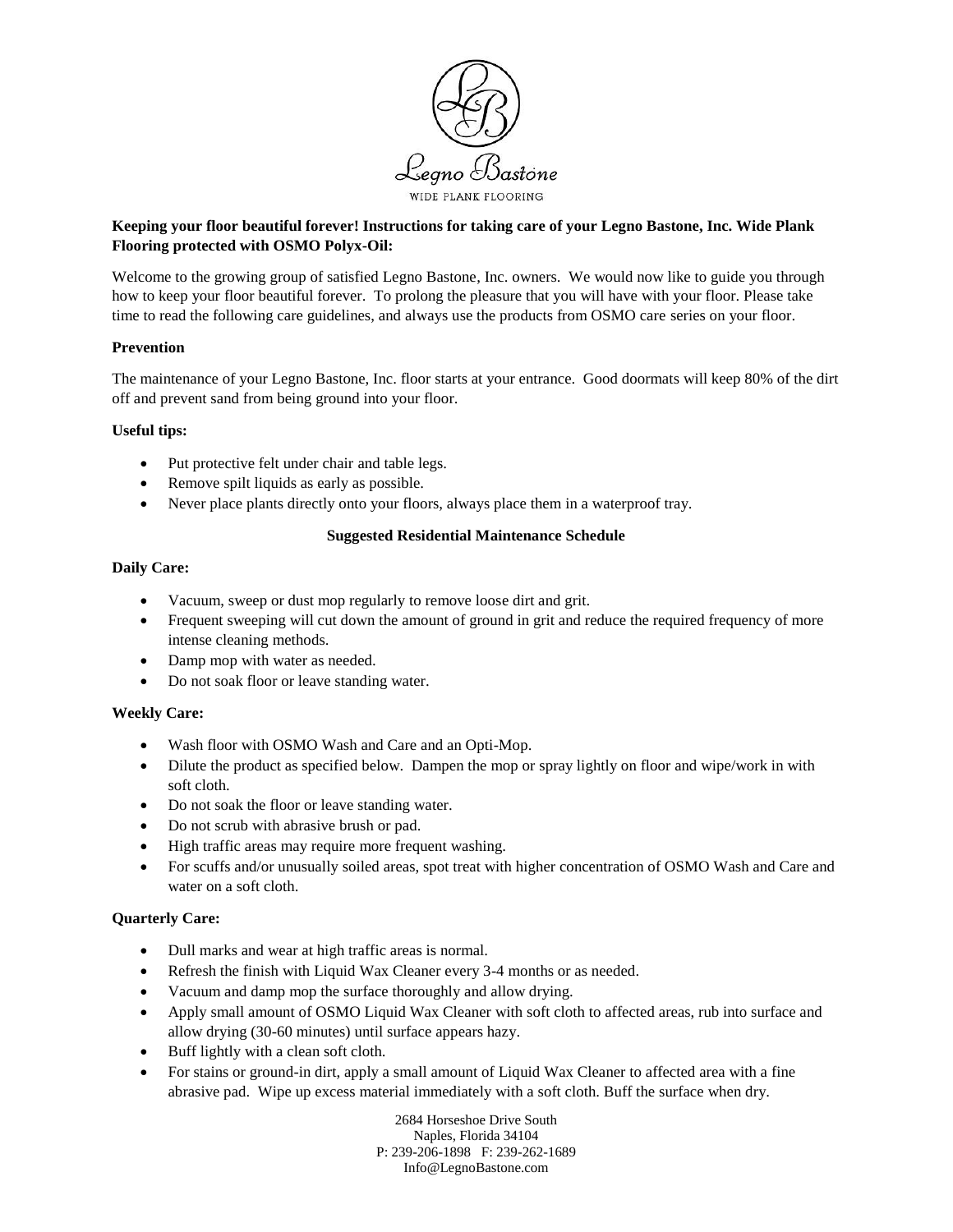Legno Bastone

WIDE PLANK FLOORING

**Keeping your floor beautiful forever! Instructions for taking care of your Legno Bastone, Inc. Wide Plank Flooring protected with OSMO Polyx-Oil:**

Welcome to the growing group of satisfied Legno Bastone, Inc. owners. We would now like to guide you through how to keep your floor beautiful forever. To prolong the pleasure that you will have with your floor. Please take time to read the following care guidelines, and always use the products from OSMO care series on your floor.

**Prevention**

The maintenance of your Legno Bastone, Inc. floor starts at your entrance. Good doormats will keep 80% of the dirt off and prevent sand from being ground into your floor.

**Useful tips:**

- Put protective felt under chair and table legs.
- Remove spilt liquids as early as possible.
- Never place plants directly onto your floors, always place them in a waterproof tray.

**Suggested Residential Maintenance Schedule**

**Daily Care:**

- Vacuum, sweep or dust mop regularly to remove loose dirt and grit.
- Frequent sweeping will cut down the amount of ground in grit and reduce the required frequency of more intense cleaning methods.
- Damp mop with water as needed.
- Do not soak floor or leave standing water.

**Weekly Care:**

- Wash floor with OSMO Wash and Care and an Opti-Mop.
- Dilute the product as specified below. Dampen the mop or spray lightly on floor and wipe/work in with soft cloth.
- Do not soak the floor or leave standing water.
- Do not scrub with abrasive brush or pad.
- High traffic areas may require more frequent washing.
- For scuffs and/or unusually soiled areas, spot treat with higher concentration of OSMO Wash and Care and water on a soft cloth.

**Quarterly Care:**

- Dull marks and wear at high traffic areas is normal.
- Refresh the finish with Liquid Wax Cleaner every 3-4 months or as needed.
- Vacuum and damp mop the surface thoroughly and allow drying.
- Apply small amount of OSMO Liquid Wax Cleaner with soft cloth to affected areas, rub into surface and allow drying (30-60 minutes) until surface appears hazy.
- Buff lightly with a clean soft cloth.
- For stains or ground-in dirt, apply a small amount of Liquid Wax Cleaner to affected area with a fine abrasive pad. Wipe up excess material immediately with a soft cloth. Buff the surface when dry.

2684 Horseshoe Drive South
Naples, Florida 34104
P: 239-206-1898 F: 239-262-1689
Info@LegnoBastone.com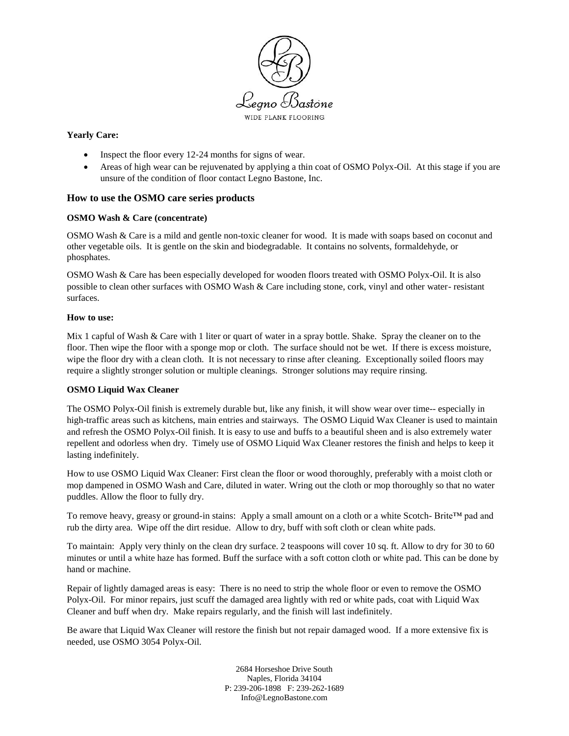**Yearly Care:**

- Inspect the floor every 12-24 months for signs of wear.
- Areas of high wear can be rejuvenated by applying a thin coat of OSMO Polyx-Oil. At this stage if you are unsure of the condition of floor contact Legno Bastone, Inc.

## How to use the OSMO care series products

**OSMO Wash & Care (concentrate)**

OSMO Wash & Care is a mild and gentle non-toxic cleaner for wood. It is made with soaps based on coconut and other vegetable oils. It is gentle on the skin and biodegradable. It contains no solvents, formaldehyde, or phosphates.

OSMO Wash & Care has been especially developed for wooden floors treated with OSMO Polyx-Oil. It is also possible to clean other surfaces with OSMO Wash & Care including stone, cork, vinyl and other water- resistant surfaces.

**How to use:**

Mix 1 capful of Wash & Care with 1 liter or quart of water in a spray bottle. Shake. Spray the cleaner on to the floor. Then wipe the floor with a sponge mop or cloth. The surface should not be wet. If there is excess moisture, wipe the floor dry with a clean cloth. It is not necessary to rinse after cleaning. Exceptionally soiled floors may require a slightly stronger solution or multiple cleanings. Stronger solutions may require rinsing.

**OSMO Liquid Wax Cleaner**

The OSMO Polyx-Oil finish is extremely durable but, like any finish, it will show wear over time-- especially in high-traffic areas such as kitchens, main entries and stairways. The OSMO Liquid Wax Cleaner is used to maintain and refresh the OSMO Polyx-Oil finish. It is easy to use and buffs to a beautiful sheen and is also extremely water repellent and odorless when dry. Timely use of OSMO Liquid Wax Cleaner restores the finish and helps to keep it lasting indefinitely.

How to use OSMO Liquid Wax Cleaner: First clean the floor or wood thoroughly, preferably with a moist cloth or mop dampened in OSMO Wash and Care, diluted in water. Wring out the cloth or mop thoroughly so that no water puddles. Allow the floor to fully dry.

To remove heavy, greasy or ground-in stains: Apply a small amount on a cloth or a white Scotch- Brite™ pad and rub the dirty area. Wipe off the dirt residue. Allow to dry, buff with soft cloth or clean white pads.

To maintain: Apply very thinly on the clean dry surface. 2 teaspoons will cover 10 sq. ft. Allow to dry for 30 to 60 minutes or until a white haze has formed. Buff the surface with a soft cotton cloth or white pad. This can be done by hand or machine.

Repair of lightly damaged areas is easy: There is no need to strip the whole floor or even to remove the OSMO Polyx-Oil. For minor repairs, just scuff the damaged area lightly with red or white pads, coat with Liquid Wax Cleaner and buff when dry. Make repairs regularly, and the finish will last indefinitely.

Be aware that Liquid Wax Cleaner will restore the finish but not repair damaged wood. If a more extensive fix is needed, use OSMO 3054 Polyx-Oil.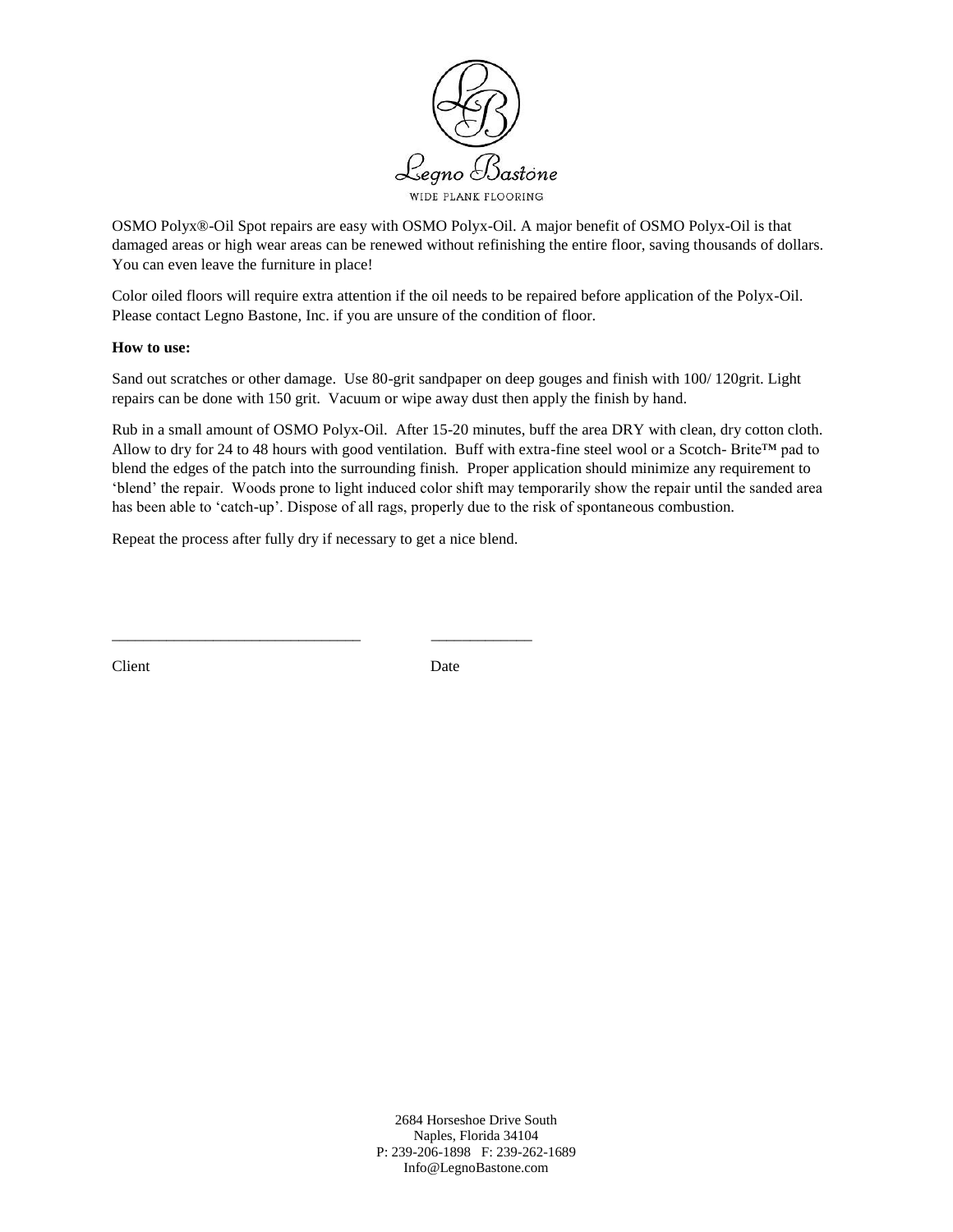Legno Bastone

WIDE PLANK FLOORING

OSMO Polyx®-Oil Spot repairs are easy with OSMO Polyx-Oil. A major benefit of OSMO Polyx-Oil is that damaged areas or high wear areas can be renewed without refinishing the entire floor, saving thousands of dollars. You can even leave the furniture in place!

Color oiled floors will require extra attention if the oil needs to be repaired before application of the Polyx-Oil. Please contact Legno Bastone, Inc. if you are unsure of the condition of floor.

**How to use:**

Sand out scratches or other damage. Use 80-grit sandpaper on deep gouges and finish with 100/ 120grit. Light repairs can be done with 150 grit. Vacuum or wipe away dust then apply the finish by hand.

Rub in a small amount of OSMO Polyx-Oil. After 15-20 minutes, buff the area DRY with clean, dry cotton cloth. Allow to dry for 24 to 48 hours with good ventilation. Buff with extra-fine steel wool or a Scotch- Brite™ pad to blend the edges of the patch into the surrounding finish. Proper application should minimize any requirement to 'blend' the repair. Woods prone to light induced color shift may temporarily show the repair until the sanded area has been able to 'catch-up'. Dispose of all rags, properly due to the risk of spontaneous combustion.

Repeat the process after fully dry if necessary to get a nice blend.

\_\_\_\_\_\_\_\_\_\_\_\_\_\_\_\_\_\_\_\_\_\_\_\_\_\_\_\_\_\_\_ \_\_\_\_\_\_\_\_\_\_\_\_\_

Client Date

2684 Horseshoe Drive South
Naples, Florida 34104
P: 239-206-1898 F: 239-262-1689
Info@LegnoBastone.com